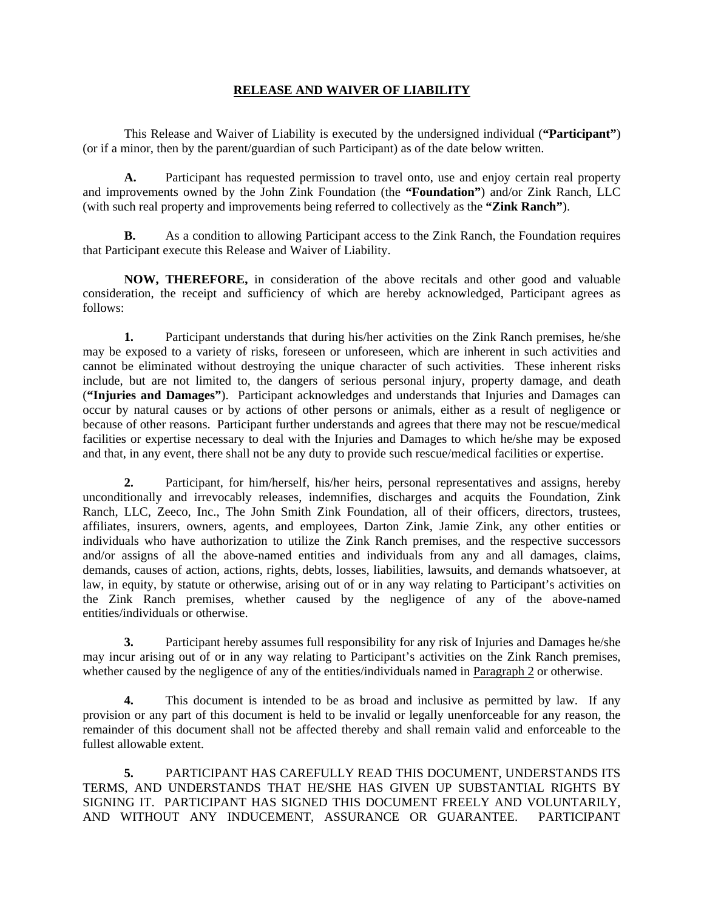# RELEASE AND WAIVER OF LIABILITY

This Release and Waiver of Liability is executed by the undersigned individual (**"Participant"**) (or if a minor, then by the parent/guardian of such Participant) as of the date below written.

**A.** Participant has requested permission to travel onto, use and enjoy certain real property and improvements owned by the John Zink Foundation (the **"Foundation"**) and/or Zink Ranch, LLC (with such real property and improvements being referred to collectively as the **"Zink Ranch"**).

**B.** As a condition to allowing Participant access to the Zink Ranch, the Foundation requires that Participant execute this Release and Waiver of Liability.

**NOW, THEREFORE,** in consideration of the above recitals and other good and valuable consideration, the receipt and sufficiency of which are hereby acknowledged, Participant agrees as follows:

**1.** Participant understands that during his/her activities on the Zink Ranch premises, he/she may be exposed to a variety of risks, foreseen or unforeseen, which are inherent in such activities and cannot be eliminated without destroying the unique character of such activities. These inherent risks include, but are not limited to, the dangers of serious personal injury, property damage, and death (**"Injuries and Damages"**). Participant acknowledges and understands that Injuries and Damages can occur by natural causes or by actions of other persons or animals, either as a result of negligence or because of other reasons. Participant further understands and agrees that there may not be rescue/medical facilities or expertise necessary to deal with the Injuries and Damages to which he/she may be exposed and that, in any event, there shall not be any duty to provide such rescue/medical facilities or expertise.

**2.** Participant, for him/herself, his/her heirs, personal representatives and assigns, hereby unconditionally and irrevocably releases, indemnifies, discharges and acquits the Foundation, Zink Ranch, LLC, Zeeco, Inc., The John Smith Zink Foundation, all of their officers, directors, trustees, affiliates, insurers, owners, agents, and employees, Darton Zink, Jamie Zink, any other entities or individuals who have authorization to utilize the Zink Ranch premises, and the respective successors and/or assigns of all the above-named entities and individuals from any and all damages, claims, demands, causes of action, actions, rights, debts, losses, liabilities, lawsuits, and demands whatsoever, at law, in equity, by statute or otherwise, arising out of or in any way relating to Participant's activities on the Zink Ranch premises, whether caused by the negligence of any of the above-named entities/individuals or otherwise.

**3.** Participant hereby assumes full responsibility for any risk of Injuries and Damages he/she may incur arising out of or in any way relating to Participant's activities on the Zink Ranch premises, whether caused by the negligence of any of the entities/individuals named in Paragraph 2 or otherwise.

**4.** This document is intended to be as broad and inclusive as permitted by law. If any provision or any part of this document is held to be invalid or legally unenforceable for any reason, the remainder of this document shall not be affected thereby and shall remain valid and enforceable to the fullest allowable extent.

**5.** PARTICIPANT HAS CAREFULLY READ THIS DOCUMENT, UNDERSTANDS ITS TERMS, AND UNDERSTANDS THAT HE/SHE HAS GIVEN UP SUBSTANTIAL RIGHTS BY SIGNING IT. PARTICIPANT HAS SIGNED THIS DOCUMENT FREELY AND VOLUNTARILY, AND WITHOUT ANY INDUCEMENT, ASSURANCE OR GUARANTEE. PARTICIPANT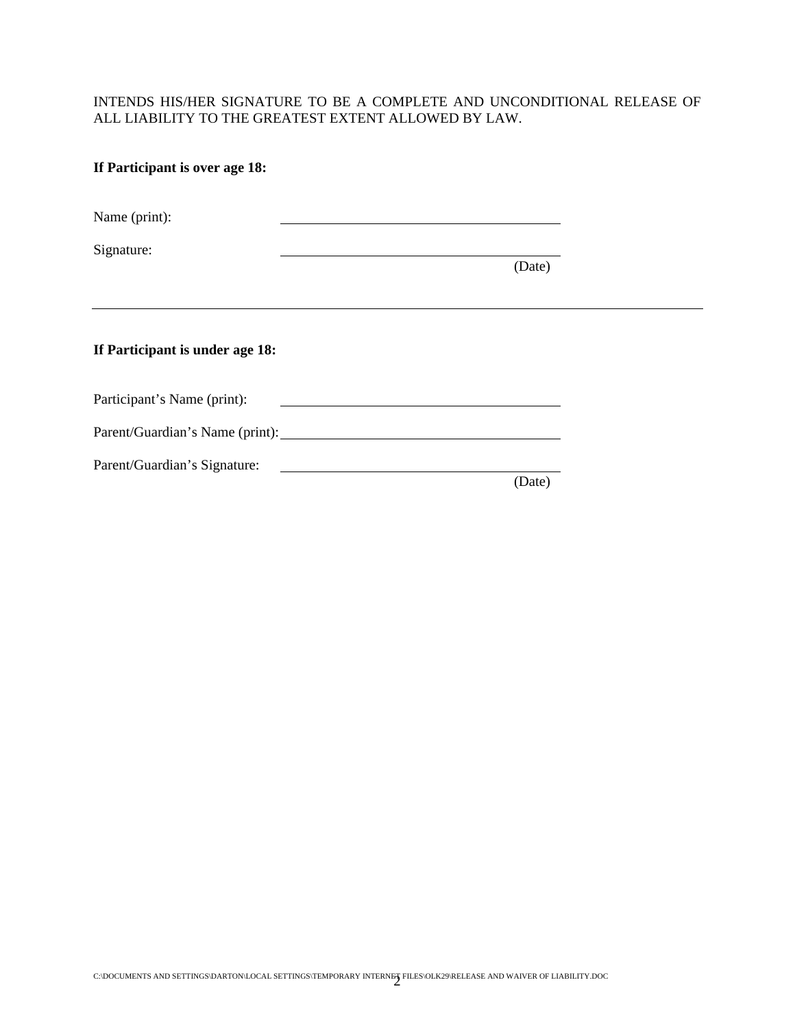INTENDS HIS/HER SIGNATURE TO BE A COMPLETE AND UNCONDITIONAL RELEASE OF ALL LIABILITY TO THE GREATEST EXTENT ALLOWED BY LAW.

**If Participant is over age 18:**

Name (print): ________________________________________

Signature: ________________________________________
(Date)

---

**If Participant is under age 18:**

Participant's Name (print): ________________________________________

Parent/Guardian's Name (print): ________________________________________

Parent/Guardian's Signature: ________________________________________
(Date)

C:\DOCUMENTS AND SETTINGS\DARTON\LOCAL SETTINGS\TEMPORARY INTERNET FILES\OLK29\RELEASE AND WAIVER OF LIABILITY.DOC